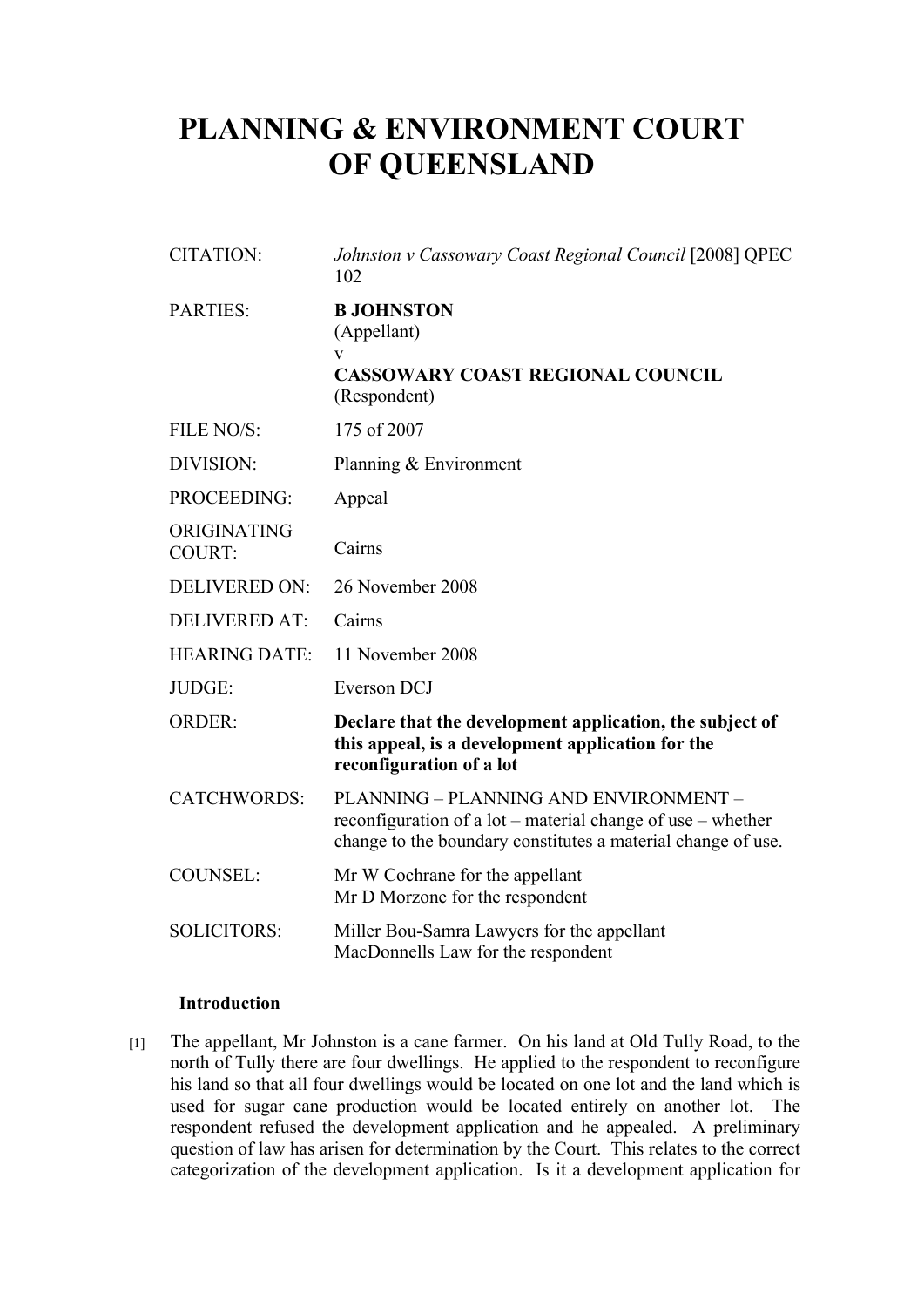# PLANNING & ENVIRONMENT COURT OF QUEENSLAND

| | |
|---|---|
| CITATION: | *Johnston v Cassowary Coast Regional Council* [2008] QPEC 102 |
| PARTIES: | **B JOHNSTON** (Appellant) v **CASSOWARY COAST REGIONAL COUNCIL** (Respondent) |
| FILE NO/S: | 175 of 2007 |
| DIVISION: | Planning & Environment |
| PROCEEDING: | Appeal |
| ORIGINATING COURT: | Cairns |
| DELIVERED ON: | 26 November 2008 |
| DELIVERED AT: | Cairns |
| HEARING DATE: | 11 November 2008 |
| JUDGE: | Everson DCJ |
| ORDER: | **Declare that the development application, the subject of this appeal, is a development application for the reconfiguration of a lot** |
| CATCHWORDS: | PLANNING – PLANNING AND ENVIRONMENT – reconfiguration of a lot – material change of use – whether change to the boundary constitutes a material change of use. |
| COUNSEL: | Mr W Cochrane for the appellant<br>Mr D Morzone for the respondent |
| SOLICITORS: | Miller Bou-Samra Lawyers for the appellant<br>MacDonnells Law for the respondent |

## Introduction

[1] The appellant, Mr Johnston is a cane farmer. On his land at Old Tully Road, to the north of Tully there are four dwellings. He applied to the respondent to reconfigure his land so that all four dwellings would be located on one lot and the land which is used for sugar cane production would be located entirely on another lot. The respondent refused the development application and he appealed. A preliminary question of law has arisen for determination by the Court. This relates to the correct categorization of the development application. Is it a development application for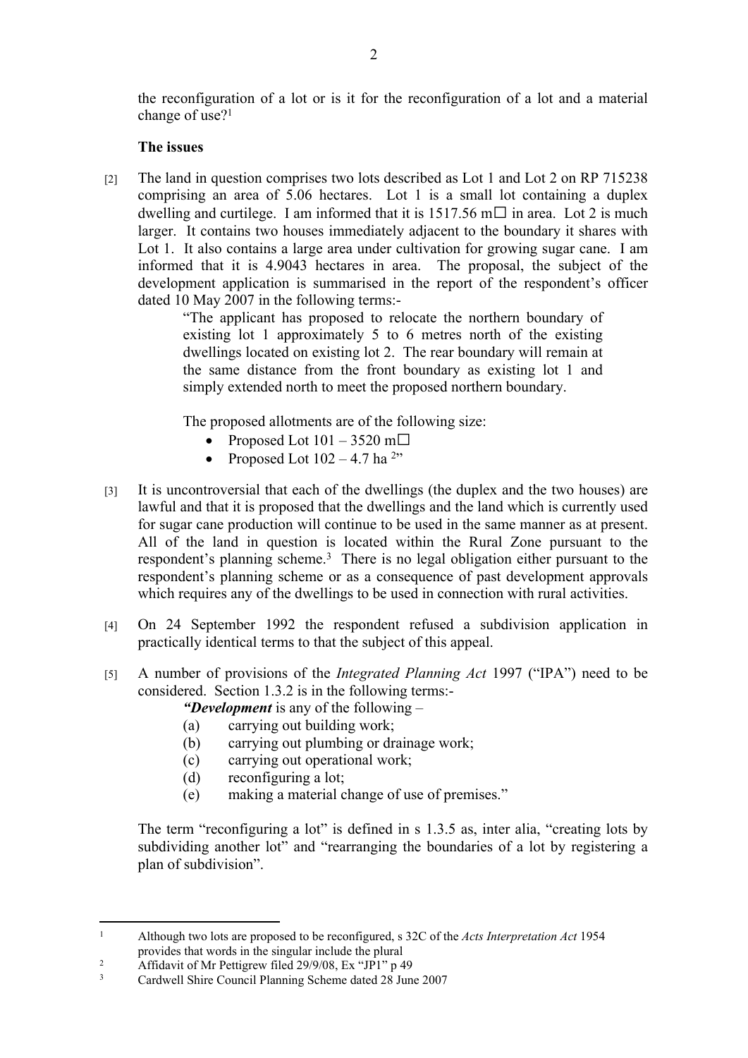the reconfiguration of a lot or is it for the reconfiguration of a lot and a material change of use?[1]

**The issues**

[2] The land in question comprises two lots described as Lot 1 and Lot 2 on RP 715238 comprising an area of 5.06 hectares. Lot 1 is a small lot containing a duplex dwelling and curtilege. I am informed that it is 1517.56 m☐ in area. Lot 2 is much larger. It contains two houses immediately adjacent to the boundary it shares with Lot 1. It also contains a large area under cultivation for growing sugar cane. I am informed that it is 4.9043 hectares in area. The proposal, the subject of the development application is summarised in the report of the respondent's officer dated 10 May 2007 in the following terms:-

> "The applicant has proposed to relocate the northern boundary of existing lot 1 approximately 5 to 6 metres north of the existing dwellings located on existing lot 2. The rear boundary will remain at the same distance from the front boundary as existing lot 1 and simply extended north to meet the proposed northern boundary.
>
> The proposed allotments are of the following size:
>
> - Proposed Lot 101 – 3520 m☐
> - Proposed Lot 102 – 4.7 ha [2]"

[3] It is uncontroversial that each of the dwellings (the duplex and the two houses) are lawful and that it is proposed that the dwellings and the land which is currently used for sugar cane production will continue to be used in the same manner as at present. All of the land in question is located within the Rural Zone pursuant to the respondent's planning scheme.[3] There is no legal obligation either pursuant to the respondent's planning scheme or as a consequence of past development approvals which requires any of the dwellings to be used in connection with rural activities.

[4] On 24 September 1992 the respondent refused a subdivision application in practically identical terms to that the subject of this appeal.

[5] A number of provisions of the *Integrated Planning Act* 1997 ("IPA") need to be considered. Section 1.3.2 is in the following terms:-

> ***"Development*** is any of the following –
>
> (a) carrying out building work;
>
> (b) carrying out plumbing or drainage work;
>
> (c) carrying out operational work;
>
> (d) reconfiguring a lot;
>
> (e) making a material change of use of premises."

The term "reconfiguring a lot" is defined in s 1.3.5 as, inter alia, "creating lots by subdividing another lot" and "rearranging the boundaries of a lot by registering a plan of subdivision".

---

[1] Although two lots are proposed to be reconfigured, s 32C of the *Acts Interpretation Act* 1954 provides that words in the singular include the plural

[2] Affidavit of Mr Pettigrew filed 29/9/08, Ex "JP1" p 49

[3] Cardwell Shire Council Planning Scheme dated 28 June 2007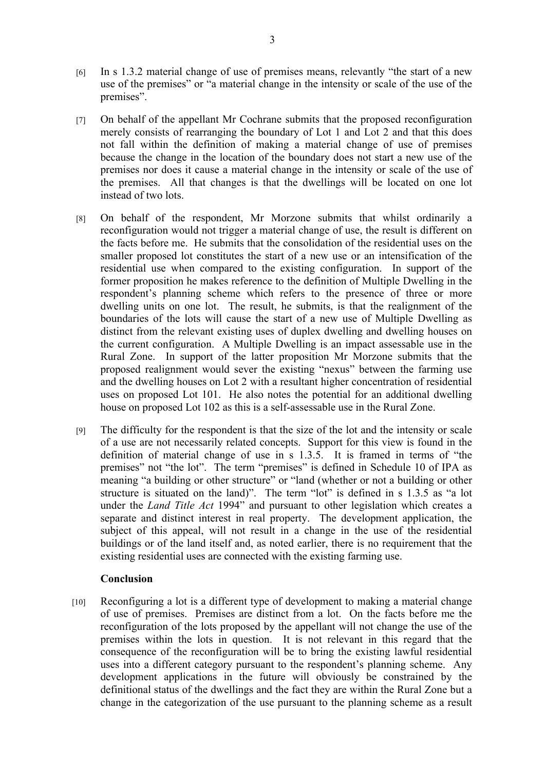[6] In s 1.3.2 material change of use of premises means, relevantly "the start of a new use of the premises" or "a material change in the intensity or scale of the use of the premises".

[7] On behalf of the appellant Mr Cochrane submits that the proposed reconfiguration merely consists of rearranging the boundary of Lot 1 and Lot 2 and that this does not fall within the definition of making a material change of use of premises because the change in the location of the boundary does not start a new use of the premises nor does it cause a material change in the intensity or scale of the use of the premises. All that changes is that the dwellings will be located on one lot instead of two lots.

[8] On behalf of the respondent, Mr Morzone submits that whilst ordinarily a reconfiguration would not trigger a material change of use, the result is different on the facts before me. He submits that the consolidation of the residential uses on the smaller proposed lot constitutes the start of a new use or an intensification of the residential use when compared to the existing configuration. In support of the former proposition he makes reference to the definition of Multiple Dwelling in the respondent's planning scheme which refers to the presence of three or more dwelling units on one lot. The result, he submits, is that the realignment of the boundaries of the lots will cause the start of a new use of Multiple Dwelling as distinct from the relevant existing uses of duplex dwelling and dwelling houses on the current configuration. A Multiple Dwelling is an impact assessable use in the Rural Zone. In support of the latter proposition Mr Morzone submits that the proposed realignment would sever the existing "nexus" between the farming use and the dwelling houses on Lot 2 with a resultant higher concentration of residential uses on proposed Lot 101. He also notes the potential for an additional dwelling house on proposed Lot 102 as this is a self-assessable use in the Rural Zone.

[9] The difficulty for the respondent is that the size of the lot and the intensity or scale of a use are not necessarily related concepts. Support for this view is found in the definition of material change of use in s 1.3.5. It is framed in terms of "the premises" not "the lot". The term "premises" is defined in Schedule 10 of IPA as meaning "a building or other structure" or "land (whether or not a building or other structure is situated on the land)". The term "lot" is defined in s 1.3.5 as "a lot under the *Land Title Act* 1994" and pursuant to other legislation which creates a separate and distinct interest in real property. The development application, the subject of this appeal, will not result in a change in the use of the residential buildings or of the land itself and, as noted earlier, there is no requirement that the existing residential uses are connected with the existing farming use.

### Conclusion

[10] Reconfiguring a lot is a different type of development to making a material change of use of premises. Premises are distinct from a lot. On the facts before me the reconfiguration of the lots proposed by the appellant will not change the use of the premises within the lots in question. It is not relevant in this regard that the consequence of the reconfiguration will be to bring the existing lawful residential uses into a different category pursuant to the respondent's planning scheme. Any development applications in the future will obviously be constrained by the definitional status of the dwellings and the fact they are within the Rural Zone but a change in the categorization of the use pursuant to the planning scheme as a result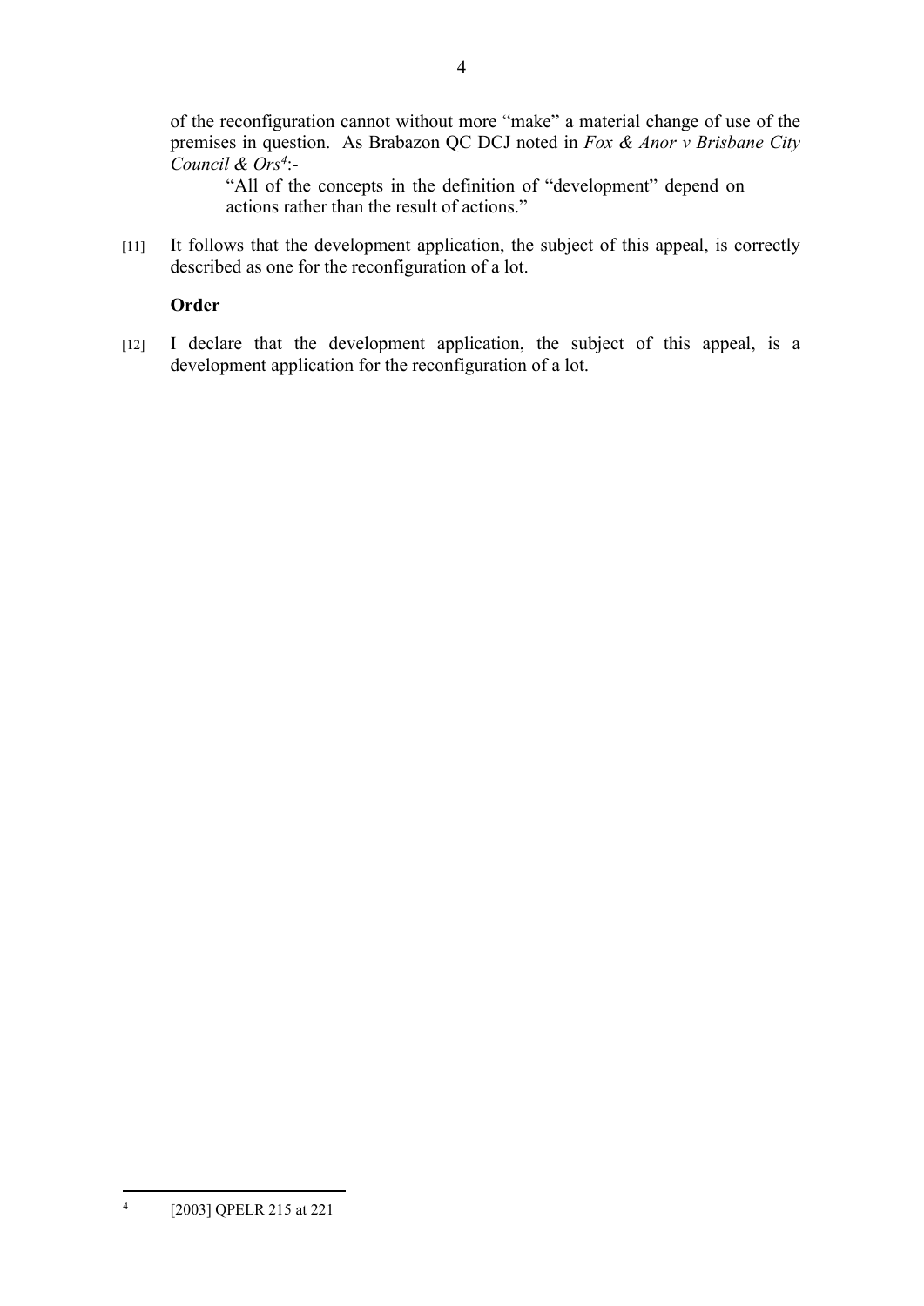of the reconfiguration cannot without more "make" a material change of use of the premises in question. As Brabazon QC DCJ noted in *Fox & Anor v Brisbane City Council & Ors*[4]:-

> "All of the concepts in the definition of "development" depend on actions rather than the result of actions."

[11] It follows that the development application, the subject of this appeal, is correctly described as one for the reconfiguration of a lot.

**Order**

[12] I declare that the development application, the subject of this appeal, is a development application for the reconfiguration of a lot.

---

[4] [2003] QPELR 215 at 221